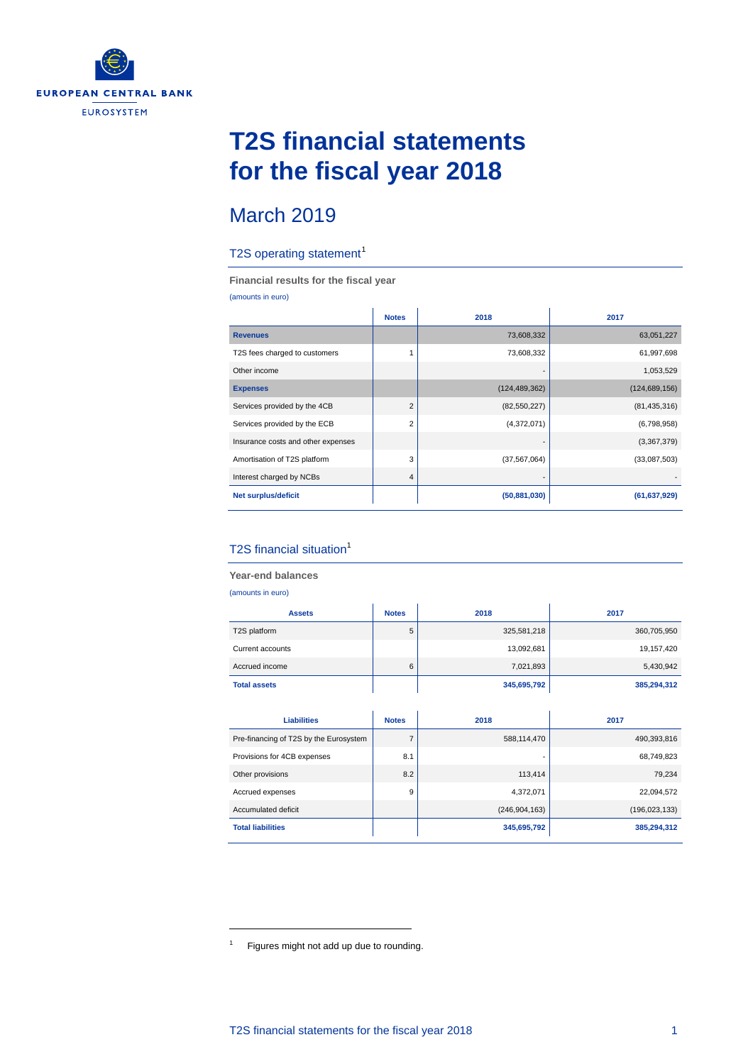EUROPEAN CENTRAL BANK

EUROSYSTEM

# T2S financial statements for the fiscal year 2018

## March 2019

### T2S operating statement[1]

**Financial results for the fiscal year**

(amounts in euro)

| | Notes | 2018 | 2017 |
|---|---|---|---|
| **Revenues** | | 73,608,332 | 63,051,227 |
| T2S fees charged to customers | 1 | 73,608,332 | 61,997,698 |
| Other income | | - | 1,053,529 |
| **Expenses** | | (124,489,362) | (124,689,156) |
| Services provided by the 4CB | 2 | (82,550,227) | (81,435,316) |
| Services provided by the ECB | 2 | (4,372,071) | (6,798,958) |
| Insurance costs and other expenses | | - | (3,367,379) |
| Amortisation of T2S platform | 3 | (37,567,064) | (33,087,503) |
| Interest charged by NCBs | 4 | - | - |
| **Net surplus/deficit** | | **(50,881,030)** | **(61,637,929)** |

### T2S financial situation[1]

**Year-end balances**

(amounts in euro)

| Assets | Notes | 2018 | 2017 |
|---|---|---|---|
| T2S platform | 5 | 325,581,218 | 360,705,950 |
| Current accounts | | 13,092,681 | 19,157,420 |
| Accrued income | 6 | 7,021,893 | 5,430,942 |
| **Total assets** | | **345,695,792** | **385,294,312** |

| Liabilities | Notes | 2018 | 2017 |
|---|---|---|---|
| Pre-financing of T2S by the Eurosystem | 7 | 588,114,470 | 490,393,816 |
| Provisions for 4CB expenses | 8.1 | - | 68,749,823 |
| Other provisions | 8.2 | 113,414 | 79,234 |
| Accrued expenses | 9 | 4,372,071 | 22,094,572 |
| Accumulated deficit | | (246,904,163) | (196,023,133) |
| **Total liabilities** | | **345,695,792** | **385,294,312** |

[1] Figures might not add up due to rounding.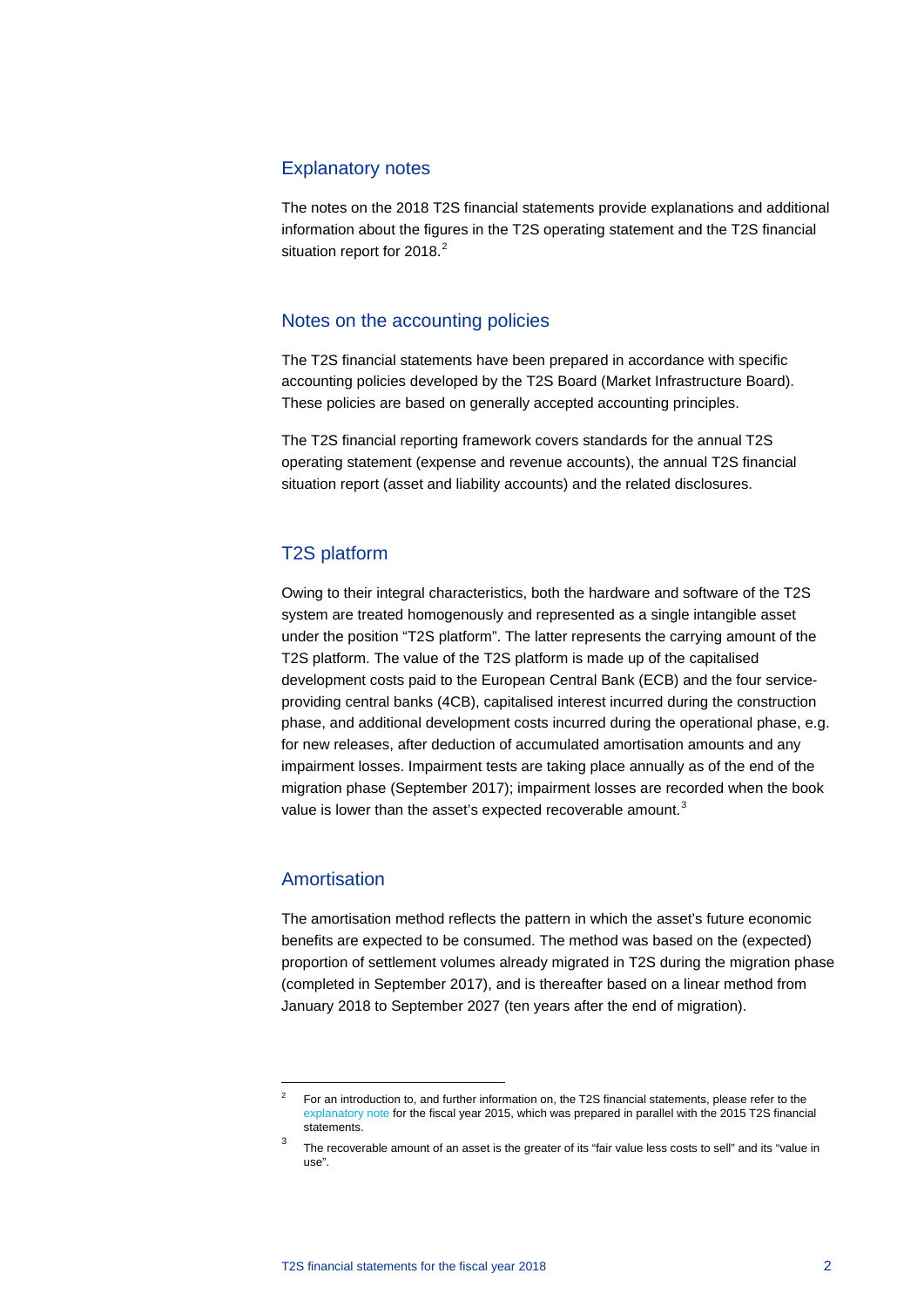## Explanatory notes

The notes on the 2018 T2S financial statements provide explanations and additional information about the figures in the T2S operating statement and the T2S financial situation report for 2018.[2]

## Notes on the accounting policies

The T2S financial statements have been prepared in accordance with specific accounting policies developed by the T2S Board (Market Infrastructure Board). These policies are based on generally accepted accounting principles.

The T2S financial reporting framework covers standards for the annual T2S operating statement (expense and revenue accounts), the annual T2S financial situation report (asset and liability accounts) and the related disclosures.

## T2S platform

Owing to their integral characteristics, both the hardware and software of the T2S system are treated homogenously and represented as a single intangible asset under the position "T2S platform". The latter represents the carrying amount of the T2S platform. The value of the T2S platform is made up of the capitalised development costs paid to the European Central Bank (ECB) and the four service-providing central banks (4CB), capitalised interest incurred during the construction phase, and additional development costs incurred during the operational phase, e.g. for new releases, after deduction of accumulated amortisation amounts and any impairment losses. Impairment tests are taking place annually as of the end of the migration phase (September 2017); impairment losses are recorded when the book value is lower than the asset's expected recoverable amount.[3]

## Amortisation

The amortisation method reflects the pattern in which the asset's future economic benefits are expected to be consumed. The method was based on the (expected) proportion of settlement volumes already migrated in T2S during the migration phase (completed in September 2017), and is thereafter based on a linear method from January 2018 to September 2027 (ten years after the end of migration).

---

[2] For an introduction to, and further information on, the T2S financial statements, please refer to the explanatory note for the fiscal year 2015, which was prepared in parallel with the 2015 T2S financial statements.

[3] The recoverable amount of an asset is the greater of its "fair value less costs to sell" and its "value in use".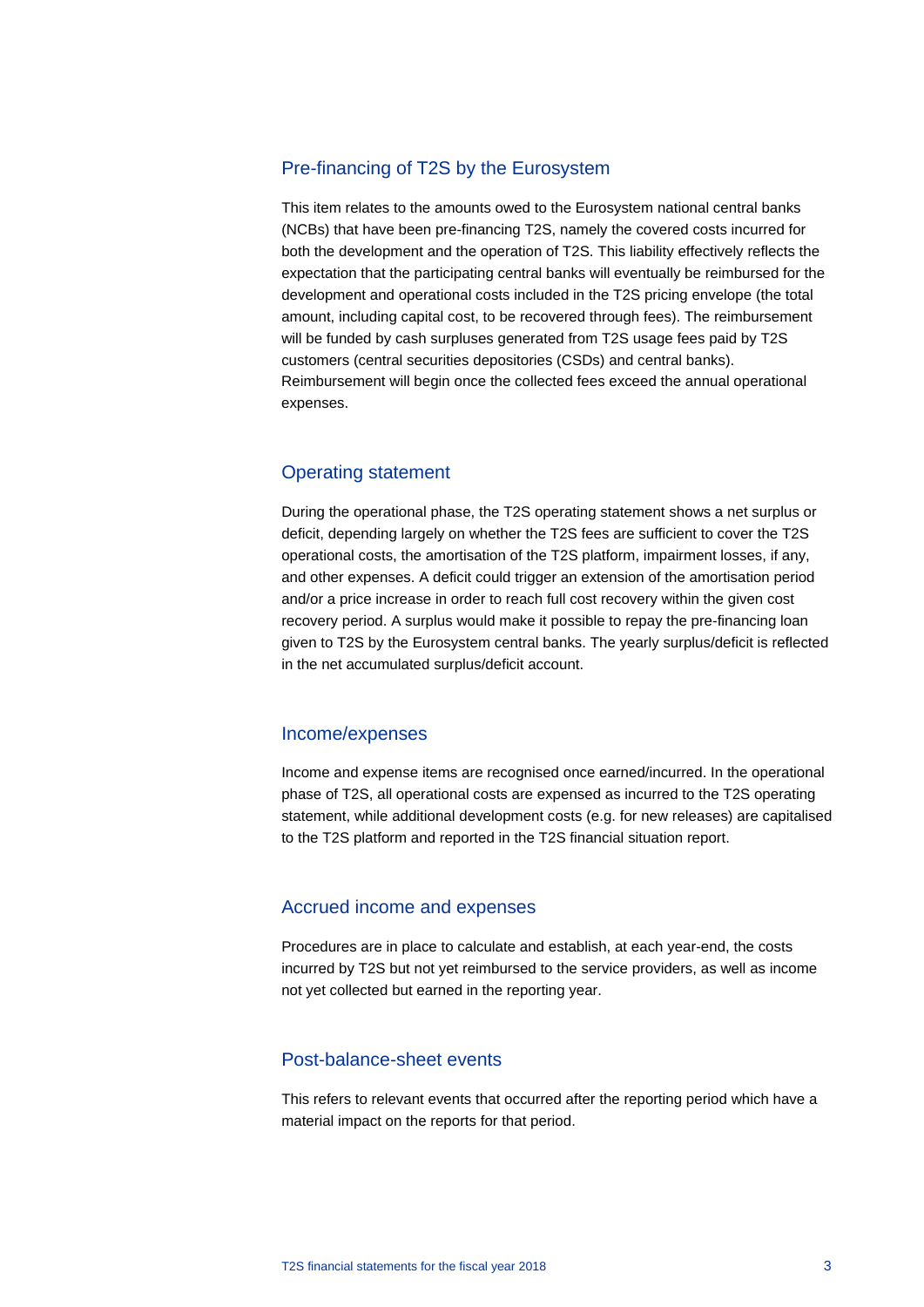## Pre-financing of T2S by the Eurosystem

This item relates to the amounts owed to the Eurosystem national central banks (NCBs) that have been pre-financing T2S, namely the covered costs incurred for both the development and the operation of T2S. This liability effectively reflects the expectation that the participating central banks will eventually be reimbursed for the development and operational costs included in the T2S pricing envelope (the total amount, including capital cost, to be recovered through fees). The reimbursement will be funded by cash surpluses generated from T2S usage fees paid by T2S customers (central securities depositories (CSDs) and central banks). Reimbursement will begin once the collected fees exceed the annual operational expenses.

## Operating statement

During the operational phase, the T2S operating statement shows a net surplus or deficit, depending largely on whether the T2S fees are sufficient to cover the T2S operational costs, the amortisation of the T2S platform, impairment losses, if any, and other expenses. A deficit could trigger an extension of the amortisation period and/or a price increase in order to reach full cost recovery within the given cost recovery period. A surplus would make it possible to repay the pre-financing loan given to T2S by the Eurosystem central banks. The yearly surplus/deficit is reflected in the net accumulated surplus/deficit account.

## Income/expenses

Income and expense items are recognised once earned/incurred. In the operational phase of T2S, all operational costs are expensed as incurred to the T2S operating statement, while additional development costs (e.g. for new releases) are capitalised to the T2S platform and reported in the T2S financial situation report.

## Accrued income and expenses

Procedures are in place to calculate and establish, at each year-end, the costs incurred by T2S but not yet reimbursed to the service providers, as well as income not yet collected but earned in the reporting year.

## Post-balance-sheet events

This refers to relevant events that occurred after the reporting period which have a material impact on the reports for that period.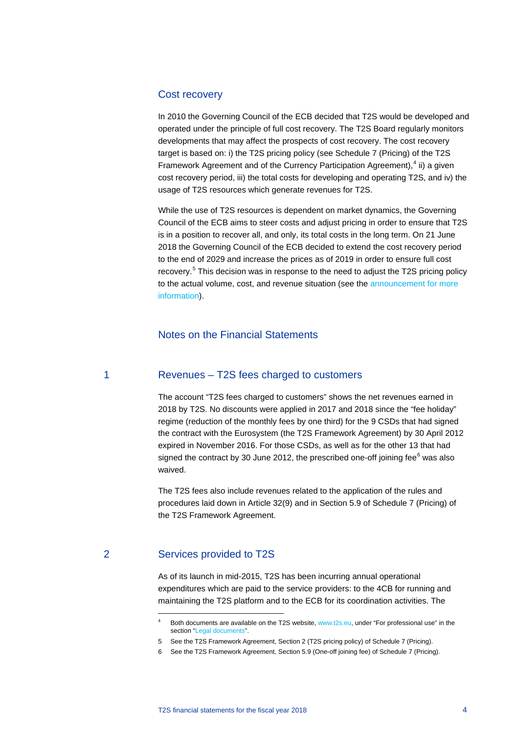## Cost recovery

In 2010 the Governing Council of the ECB decided that T2S would be developed and operated under the principle of full cost recovery. The T2S Board regularly monitors developments that may affect the prospects of cost recovery. The cost recovery target is based on: i) the T2S pricing policy (see Schedule 7 (Pricing) of the T2S Framework Agreement and of the Currency Participation Agreement),[4] ii) a given cost recovery period, iii) the total costs for developing and operating T2S, and iv) the usage of T2S resources which generate revenues for T2S.

While the use of T2S resources is dependent on market dynamics, the Governing Council of the ECB aims to steer costs and adjust pricing in order to ensure that T2S is in a position to recover all, and only, its total costs in the long term. On 21 June 2018 the Governing Council of the ECB decided to extend the cost recovery period to the end of 2029 and increase the prices as of 2019 in order to ensure full cost recovery.[5] This decision was in response to the need to adjust the T2S pricing policy to the actual volume, cost, and revenue situation (see the announcement for more information).

## Notes on the Financial Statements

### 1 Revenues – T2S fees charged to customers

The account “T2S fees charged to customers” shows the net revenues earned in 2018 by T2S. No discounts were applied in 2017 and 2018 since the “fee holiday” regime (reduction of the monthly fees by one third) for the 9 CSDs that had signed the contract with the Eurosystem (the T2S Framework Agreement) by 30 April 2012 expired in November 2016. For those CSDs, as well as for the other 13 that had signed the contract by 30 June 2012, the prescribed one-off joining fee[6] was also waived.

The T2S fees also include revenues related to the application of the rules and procedures laid down in Article 32(9) and in Section 5.9 of Schedule 7 (Pricing) of the T2S Framework Agreement.

### 2 Services provided to T2S

As of its launch in mid-2015, T2S has been incurring annual operational expenditures which are paid to the service providers: to the 4CB for running and maintaining the T2S platform and to the ECB for its coordination activities. The

---

[4] Both documents are available on the T2S website, www.t2s.eu, under “For professional use” in the section “Legal documents”.

[5] See the T2S Framework Agreement, Section 2 (T2S pricing policy) of Schedule 7 (Pricing).

[6] See the T2S Framework Agreement, Section 5.9 (One-off joining fee) of Schedule 7 (Pricing).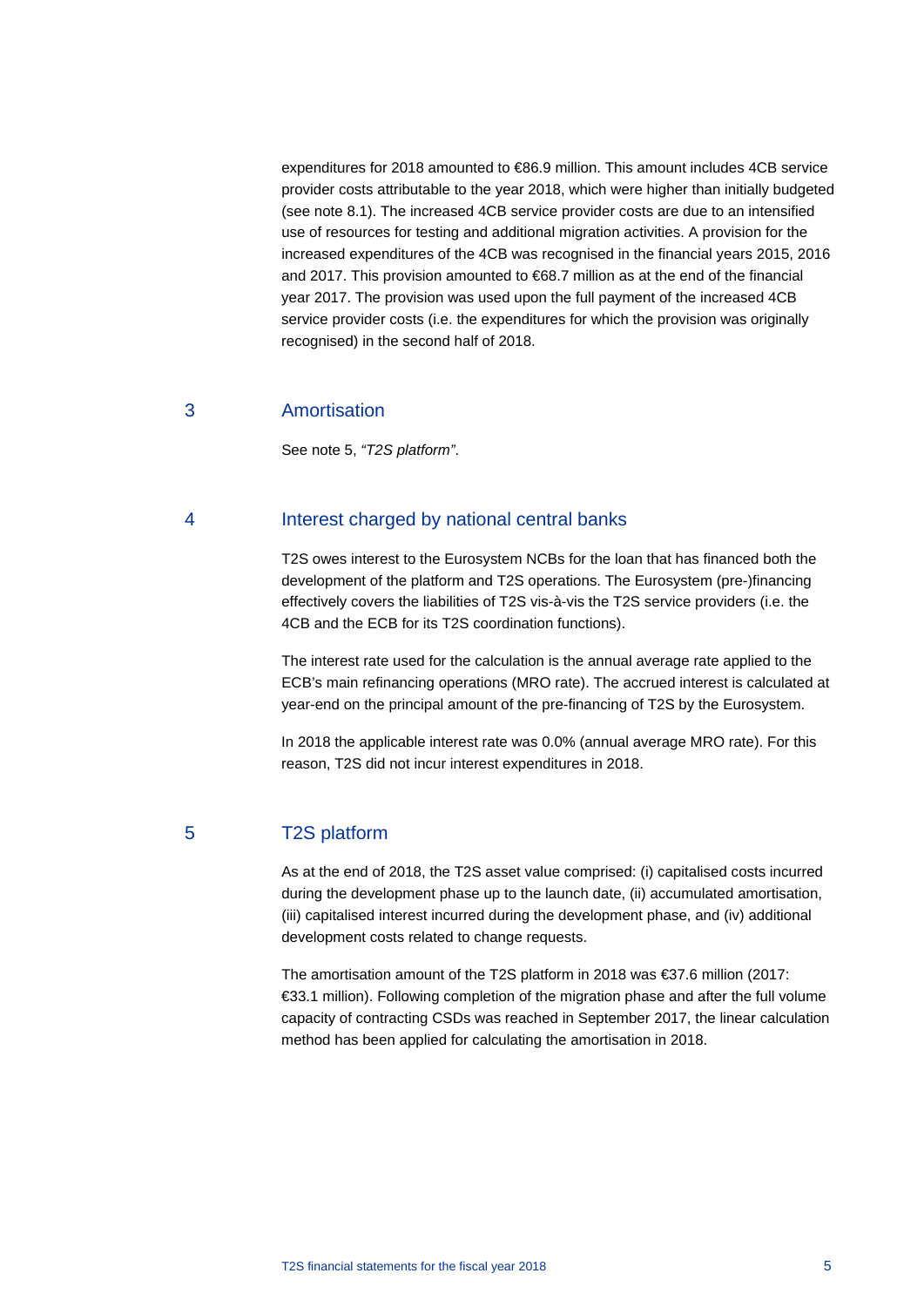expenditures for 2018 amounted to €86.9 million. This amount includes 4CB service provider costs attributable to the year 2018, which were higher than initially budgeted (see note 8.1). The increased 4CB service provider costs are due to an intensified use of resources for testing and additional migration activities. A provision for the increased expenditures of the 4CB was recognised in the financial years 2015, 2016 and 2017. This provision amounted to €68.7 million as at the end of the financial year 2017. The provision was used upon the full payment of the increased 4CB service provider costs (i.e. the expenditures for which the provision was originally recognised) in the second half of 2018.

## 3 Amortisation

See note 5, *"T2S platform"*.

## 4 Interest charged by national central banks

T2S owes interest to the Eurosystem NCBs for the loan that has financed both the development of the platform and T2S operations. The Eurosystem (pre-)financing effectively covers the liabilities of T2S vis-à-vis the T2S service providers (i.e. the 4CB and the ECB for its T2S coordination functions).

The interest rate used for the calculation is the annual average rate applied to the ECB's main refinancing operations (MRO rate). The accrued interest is calculated at year-end on the principal amount of the pre-financing of T2S by the Eurosystem.

In 2018 the applicable interest rate was 0.0% (annual average MRO rate). For this reason, T2S did not incur interest expenditures in 2018.

## 5 T2S platform

As at the end of 2018, the T2S asset value comprised: (i) capitalised costs incurred during the development phase up to the launch date, (ii) accumulated amortisation, (iii) capitalised interest incurred during the development phase, and (iv) additional development costs related to change requests.

The amortisation amount of the T2S platform in 2018 was €37.6 million (2017: €33.1 million). Following completion of the migration phase and after the full volume capacity of contracting CSDs was reached in September 2017, the linear calculation method has been applied for calculating the amortisation in 2018.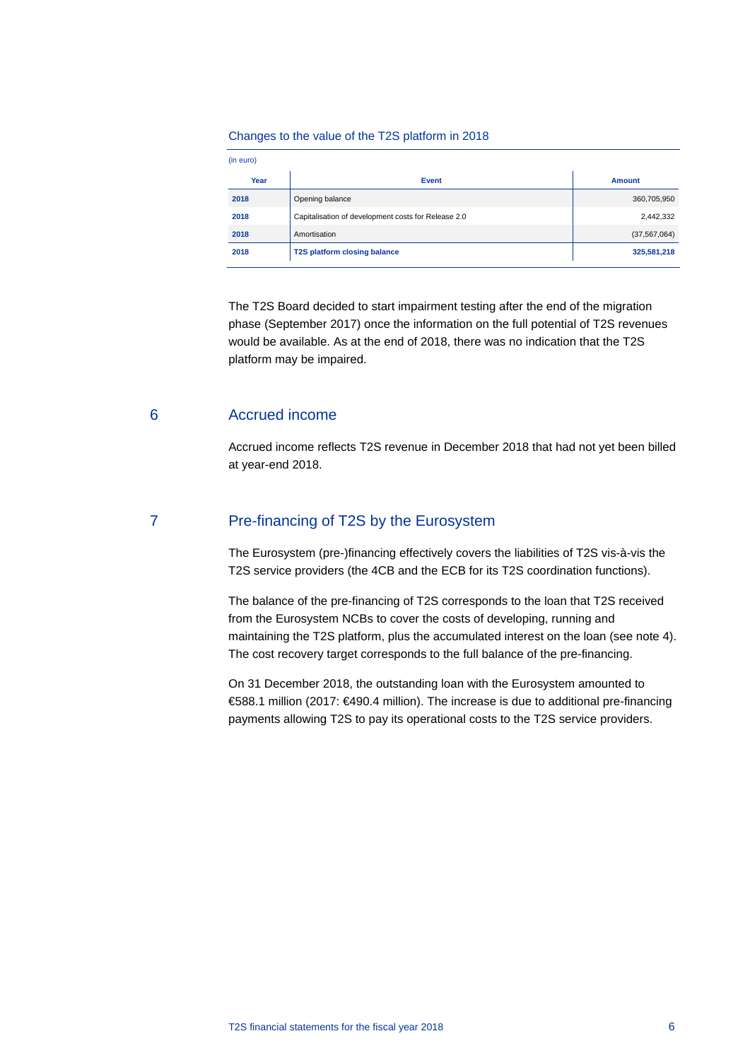Changes to the value of the T2S platform in 2018

(in euro)

| Year | Event | Amount |
| --- | --- | --- |
| **2018** | Opening balance | 360,705,950 |
| **2018** | Capitalisation of development costs for Release 2.0 | 2,442,332 |
| **2018** | Amortisation | (37,567,064) |
| **2018** | **T2S platform closing balance** | **325,581,218** |

The T2S Board decided to start impairment testing after the end of the migration phase (September 2017) once the information on the full potential of T2S revenues would be available. As at the end of 2018, there was no indication that the T2S platform may be impaired.

## 6 Accrued income

Accrued income reflects T2S revenue in December 2018 that had not yet been billed at year-end 2018.

## 7 Pre-financing of T2S by the Eurosystem

The Eurosystem (pre-)financing effectively covers the liabilities of T2S vis-à-vis the T2S service providers (the 4CB and the ECB for its T2S coordination functions).

The balance of the pre-financing of T2S corresponds to the loan that T2S received from the Eurosystem NCBs to cover the costs of developing, running and maintaining the T2S platform, plus the accumulated interest on the loan (see note 4). The cost recovery target corresponds to the full balance of the pre-financing.

On 31 December 2018, the outstanding loan with the Eurosystem amounted to €588.1 million (2017: €490.4 million). The increase is due to additional pre-financing payments allowing T2S to pay its operational costs to the T2S service providers.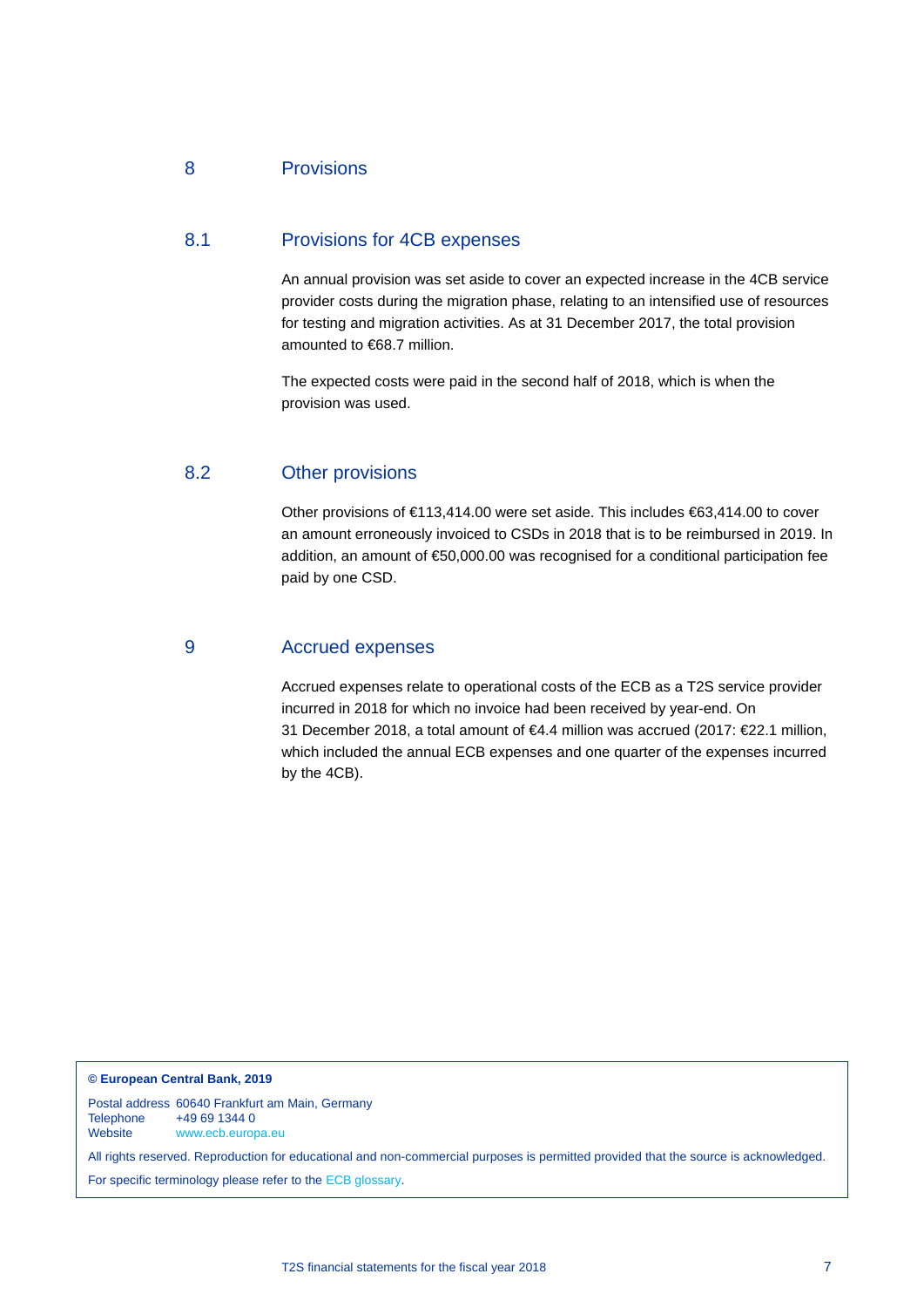## 8 Provisions

### 8.1 Provisions for 4CB expenses

An annual provision was set aside to cover an expected increase in the 4CB service provider costs during the migration phase, relating to an intensified use of resources for testing and migration activities. As at 31 December 2017, the total provision amounted to €68.7 million.

The expected costs were paid in the second half of 2018, which is when the provision was used.

### 8.2 Other provisions

Other provisions of €113,414.00 were set aside. This includes €63,414.00 to cover an amount erroneously invoiced to CSDs in 2018 that is to be reimbursed in 2019. In addition, an amount of €50,000.00 was recognised for a conditional participation fee paid by one CSD.

## 9 Accrued expenses

Accrued expenses relate to operational costs of the ECB as a T2S service provider incurred in 2018 for which no invoice had been received by year-end. On 31 December 2018, a total amount of €4.4 million was accrued (2017: €22.1 million, which included the annual ECB expenses and one quarter of the expenses incurred by the 4CB).

**© European Central Bank, 2019**

Postal address 60640 Frankfurt am Main, Germany
Telephone +49 69 1344 0
Website www.ecb.europa.eu

All rights reserved. Reproduction for educational and non-commercial purposes is permitted provided that the source is acknowledged.

For specific terminology please refer to the ECB glossary.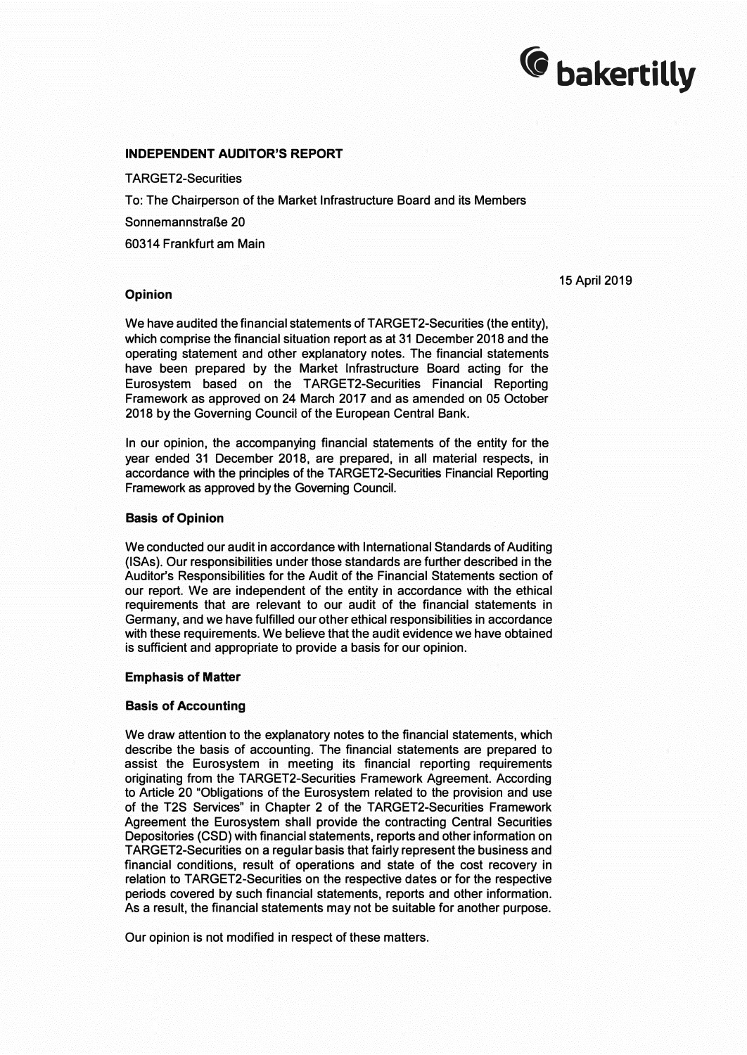bakertilly

**INDEPENDENT AUDITOR'S REPORT**

TARGET2-Securities

To: The Chairperson of the Market Infrastructure Board and its Members

Sonnemannstraße 20

60314 Frankfurt am Main

15 April 2019

**Opinion**

We have audited the financial statements of TARGET2-Securities (the entity), which comprise the financial situation report as at 31 December 2018 and the operating statement and other explanatory notes. The financial statements have been prepared by the Market Infrastructure Board acting for the Eurosystem based on the TARGET2-Securities Financial Reporting Framework as approved on 24 March 2017 and as amended on 05 October 2018 by the Governing Council of the European Central Bank.

In our opinion, the accompanying financial statements of the entity for the year ended 31 December 2018, are prepared, in all material respects, in accordance with the principles of the TARGET2-Securities Financial Reporting Framework as approved by the Governing Council.

**Basis of Opinion**

We conducted our audit in accordance with International Standards of Auditing (ISAs). Our responsibilities under those standards are further described in the Auditor's Responsibilities for the Audit of the Financial Statements section of our report. We are independent of the entity in accordance with the ethical requirements that are relevant to our audit of the financial statements in Germany, and we have fulfilled our other ethical responsibilities in accordance with these requirements. We believe that the audit evidence we have obtained is sufficient and appropriate to provide a basis for our opinion.

**Emphasis of Matter**

**Basis of Accounting**

We draw attention to the explanatory notes to the financial statements, which describe the basis of accounting. The financial statements are prepared to assist the Eurosystem in meeting its financial reporting requirements originating from the TARGET2-Securities Framework Agreement. According to Article 20 "Obligations of the Eurosystem related to the provision and use of the T2S Services" in Chapter 2 of the TARGET2-Securities Framework Agreement the Eurosystem shall provide the contracting Central Securities Depositories (CSD) with financial statements, reports and other information on TARGET2-Securities on a regular basis that fairly represent the business and financial conditions, result of operations and state of the cost recovery in relation to TARGET2-Securities on the respective dates or for the respective periods covered by such financial statements, reports and other information. As a result, the financial statements may not be suitable for another purpose.

Our opinion is not modified in respect of these matters.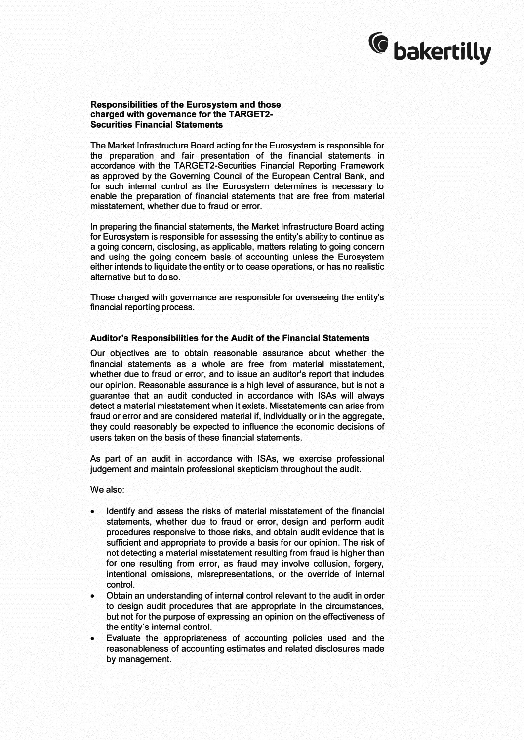### Responsibilities of the Eurosystem and those charged with governance for the TARGET2-Securities Financial Statements

The Market Infrastructure Board acting for the Eurosystem is responsible for the preparation and fair presentation of the financial statements in accordance with the TARGET2-Securities Financial Reporting Framework as approved by the Governing Council of the European Central Bank, and for such internal control as the Eurosystem determines is necessary to enable the preparation of financial statements that are free from material misstatement, whether due to fraud or error.

In preparing the financial statements, the Market Infrastructure Board acting for Eurosystem is responsible for assessing the entity's ability to continue as a going concern, disclosing, as applicable, matters relating to going concern and using the going concern basis of accounting unless the Eurosystem either intends to liquidate the entity or to cease operations, or has no realistic alternative but to do so.

Those charged with governance are responsible for overseeing the entity's financial reporting process.

### Auditor's Responsibilities for the Audit of the Financial Statements

Our objectives are to obtain reasonable assurance about whether the financial statements as a whole are free from material misstatement, whether due to fraud or error, and to issue an auditor's report that includes our opinion. Reasonable assurance is a high level of assurance, but is not a guarantee that an audit conducted in accordance with ISAs will always detect a material misstatement when it exists. Misstatements can arise from fraud or error and are considered material if, individually or in the aggregate, they could reasonably be expected to influence the economic decisions of users taken on the basis of these financial statements.

As part of an audit in accordance with ISAs, we exercise professional judgement and maintain professional skepticism throughout the audit.

We also:

- Identify and assess the risks of material misstatement of the financial statements, whether due to fraud or error, design and perform audit procedures responsive to those risks, and obtain audit evidence that is sufficient and appropriate to provide a basis for our opinion. The risk of not detecting a material misstatement resulting from fraud is higher than for one resulting from error, as fraud may involve collusion, forgery, intentional omissions, misrepresentations, or the override of internal control.
- Obtain an understanding of internal control relevant to the audit in order to design audit procedures that are appropriate in the circumstances, but not for the purpose of expressing an opinion on the effectiveness of the entity's internal control.
- Evaluate the appropriateness of accounting policies used and the reasonableness of accounting estimates and related disclosures made by management.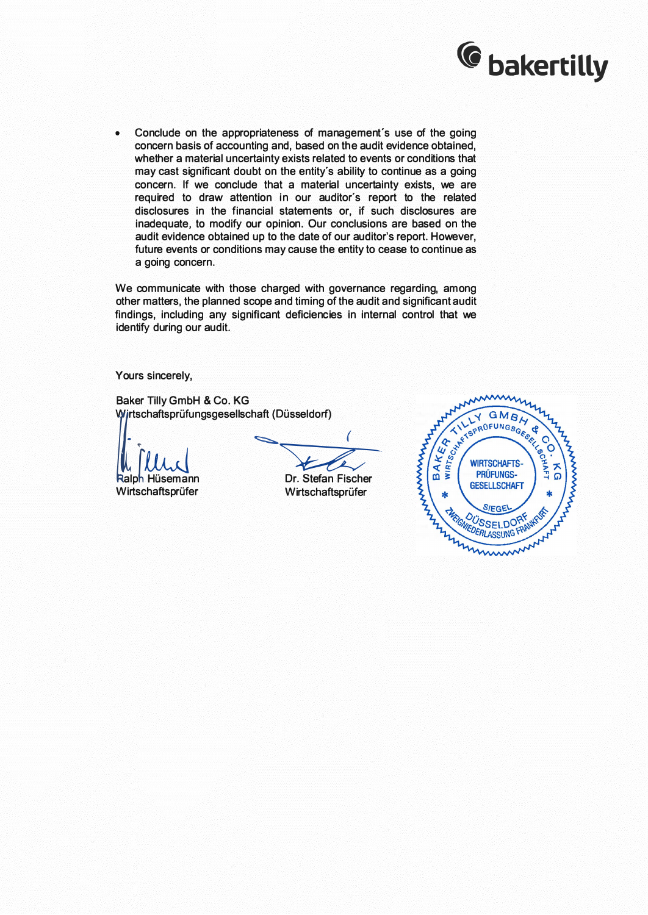- Conclude on the appropriateness of management´s use of the going concern basis of accounting and, based on the audit evidence obtained, whether a material uncertainty exists related to events or conditions that may cast significant doubt on the entity´s ability to continue as a going concern. If we conclude that a material uncertainty exists, we are required to draw attention in our auditor´s report to the related disclosures in the financial statements or, if such disclosures are inadequate, to modify our opinion. Our conclusions are based on the audit evidence obtained up to the date of our auditor's report. However, future events or conditions may cause the entity to cease to continue as a going concern.

We communicate with those charged with governance regarding, among other matters, the planned scope and timing of the audit and significant audit findings, including any significant deficiencies in internal control that we identify during our audit.

Yours sincerely,

Baker Tilly GmbH & Co. KG
Wirtschaftsprüfungsgesellschaft (Düsseldorf)

Ralph Hüsemann
Wirtschaftsprüfer

Dr. Stefan Fischer
Wirtschaftsprüfer

BAKER TILLY GMBH & CO. KG
WIRTSCHAFTSPRÜFUNGSGESELLSCHAFT
WIRTSCHAFTS-PRÜFUNGS-GESELLSCHAFT
SIEGEL
DÜSSELDORF
ZWEIGNIEDERLASSUNG FRANKFURT